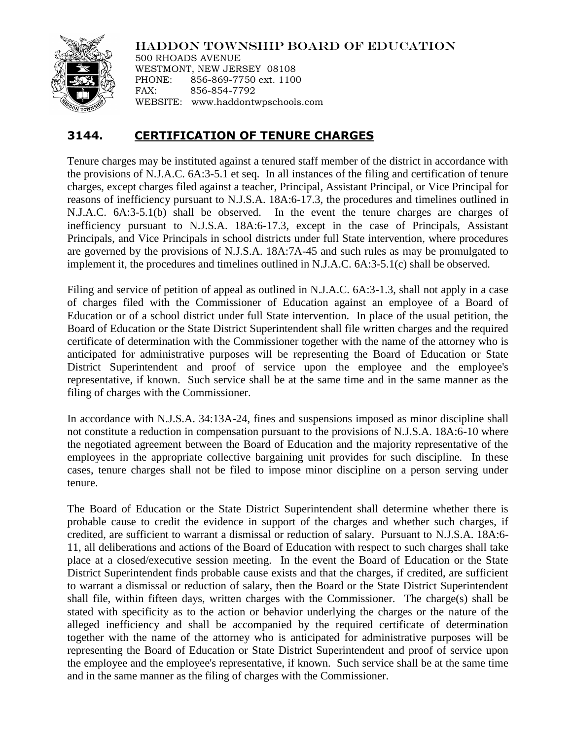HADDON TOWNSHIP BOARD OF EDUCATION
500 RHOADS AVENUE
WESTMONT, NEW JERSEY 08108
PHONE: 856-869-7750 ext. 1100
FAX: 856-854-7792
WEBSITE: www.haddontwpschools.com

# 3144. CERTIFICATION OF TENURE CHARGES

Tenure charges may be instituted against a tenured staff member of the district in accordance with the provisions of N.J.A.C. 6A:3-5.1 et seq. In all instances of the filing and certification of tenure charges, except charges filed against a teacher, Principal, Assistant Principal, or Vice Principal for reasons of inefficiency pursuant to N.J.S.A. 18A:6-17.3, the procedures and timelines outlined in N.J.A.C. 6A:3-5.1(b) shall be observed. In the event the tenure charges are charges of inefficiency pursuant to N.J.S.A. 18A:6-17.3, except in the case of Principals, Assistant Principals, and Vice Principals in school districts under full State intervention, where procedures are governed by the provisions of N.J.S.A. 18A:7A-45 and such rules as may be promulgated to implement it, the procedures and timelines outlined in N.J.A.C. 6A:3-5.1(c) shall be observed.

Filing and service of petition of appeal as outlined in N.J.A.C. 6A:3-1.3, shall not apply in a case of charges filed with the Commissioner of Education against an employee of a Board of Education or of a school district under full State intervention. In place of the usual petition, the Board of Education or the State District Superintendent shall file written charges and the required certificate of determination with the Commissioner together with the name of the attorney who is anticipated for administrative purposes will be representing the Board of Education or State District Superintendent and proof of service upon the employee and the employee's representative, if known. Such service shall be at the same time and in the same manner as the filing of charges with the Commissioner.

In accordance with N.J.S.A. 34:13A-24, fines and suspensions imposed as minor discipline shall not constitute a reduction in compensation pursuant to the provisions of N.J.S.A. 18A:6-10 where the negotiated agreement between the Board of Education and the majority representative of the employees in the appropriate collective bargaining unit provides for such discipline. In these cases, tenure charges shall not be filed to impose minor discipline on a person serving under tenure.

The Board of Education or the State District Superintendent shall determine whether there is probable cause to credit the evidence in support of the charges and whether such charges, if credited, are sufficient to warrant a dismissal or reduction of salary. Pursuant to N.J.S.A. 18A:6-11, all deliberations and actions of the Board of Education with respect to such charges shall take place at a closed/executive session meeting. In the event the Board of Education or the State District Superintendent finds probable cause exists and that the charges, if credited, are sufficient to warrant a dismissal or reduction of salary, then the Board or the State District Superintendent shall file, within fifteen days, written charges with the Commissioner. The charge(s) shall be stated with specificity as to the action or behavior underlying the charges or the nature of the alleged inefficiency and shall be accompanied by the required certificate of determination together with the name of the attorney who is anticipated for administrative purposes will be representing the Board of Education or State District Superintendent and proof of service upon the employee and the employee's representative, if known. Such service shall be at the same time and in the same manner as the filing of charges with the Commissioner.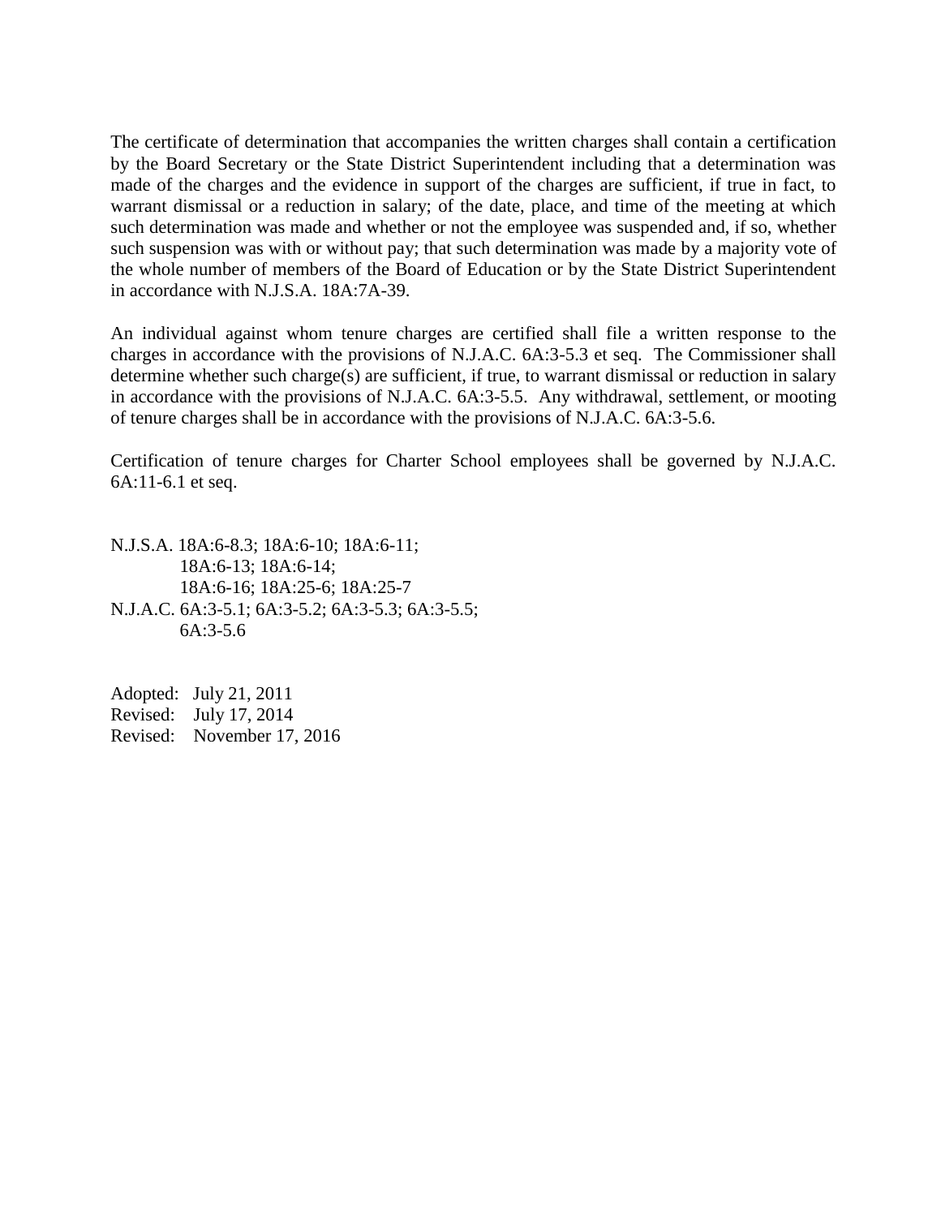The certificate of determination that accompanies the written charges shall contain a certification by the Board Secretary or the State District Superintendent including that a determination was made of the charges and the evidence in support of the charges are sufficient, if true in fact, to warrant dismissal or a reduction in salary; of the date, place, and time of the meeting at which such determination was made and whether or not the employee was suspended and, if so, whether such suspension was with or without pay; that such determination was made by a majority vote of the whole number of members of the Board of Education or by the State District Superintendent in accordance with N.J.S.A. 18A:7A-39.

An individual against whom tenure charges are certified shall file a written response to the charges in accordance with the provisions of N.J.A.C. 6A:3-5.3 et seq. The Commissioner shall determine whether such charge(s) are sufficient, if true, to warrant dismissal or reduction in salary in accordance with the provisions of N.J.A.C. 6A:3-5.5. Any withdrawal, settlement, or mooting of tenure charges shall be in accordance with the provisions of N.J.A.C. 6A:3-5.6.

Certification of tenure charges for Charter School employees shall be governed by N.J.A.C. 6A:11-6.1 et seq.

N.J.S.A. 18A:6-8.3; 18A:6-10; 18A:6-11;
18A:6-13; 18A:6-14;
18A:6-16; 18A:25-6; 18A:25-7
N.J.A.C. 6A:3-5.1; 6A:3-5.2; 6A:3-5.3; 6A:3-5.5;
6A:3-5.6

Adopted: July 21, 2011
Revised: July 17, 2014
Revised: November 17, 2016